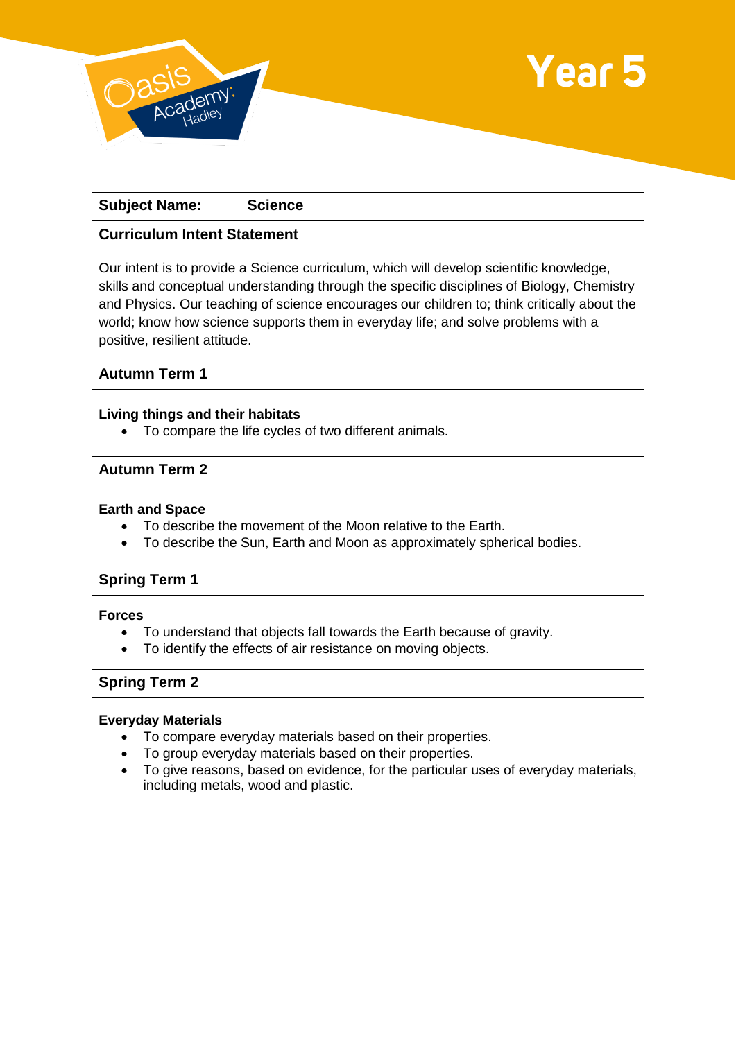# Year 5

| **Subject Name:** | **Science** |
|---|---|

**Curriculum Intent Statement**

Our intent is to provide a Science curriculum, which will develop scientific knowledge, skills and conceptual understanding through the specific disciplines of Biology, Chemistry and Physics. Our teaching of science encourages our children to; think critically about the world; know how science supports them in everyday life; and solve problems with a positive, resilient attitude.

## Autumn Term 1

**Living things and their habitats**

- To compare the life cycles of two different animals.

## Autumn Term 2

**Earth and Space**

- To describe the movement of the Moon relative to the Earth.
- To describe the Sun, Earth and Moon as approximately spherical bodies.

## Spring Term 1

**Forces**

- To understand that objects fall towards the Earth because of gravity.
- To identify the effects of air resistance on moving objects.

## Spring Term 2

**Everyday Materials**

- To compare everyday materials based on their properties.
- To group everyday materials based on their properties.
- To give reasons, based on evidence, for the particular uses of everyday materials, including metals, wood and plastic.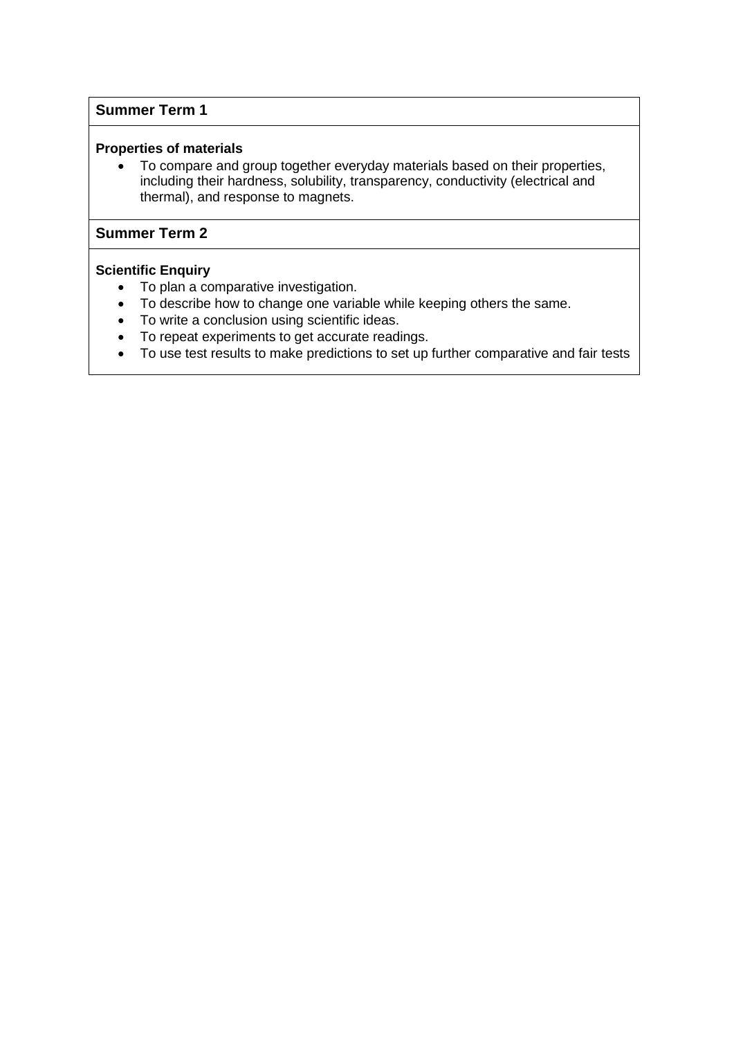## Summer Term 1

**Properties of materials**

- To compare and group together everyday materials based on their properties, including their hardness, solubility, transparency, conductivity (electrical and thermal), and response to magnets.

## Summer Term 2

**Scientific Enquiry**

- To plan a comparative investigation.
- To describe how to change one variable while keeping others the same.
- To write a conclusion using scientific ideas.
- To repeat experiments to get accurate readings.
- To use test results to make predictions to set up further comparative and fair tests